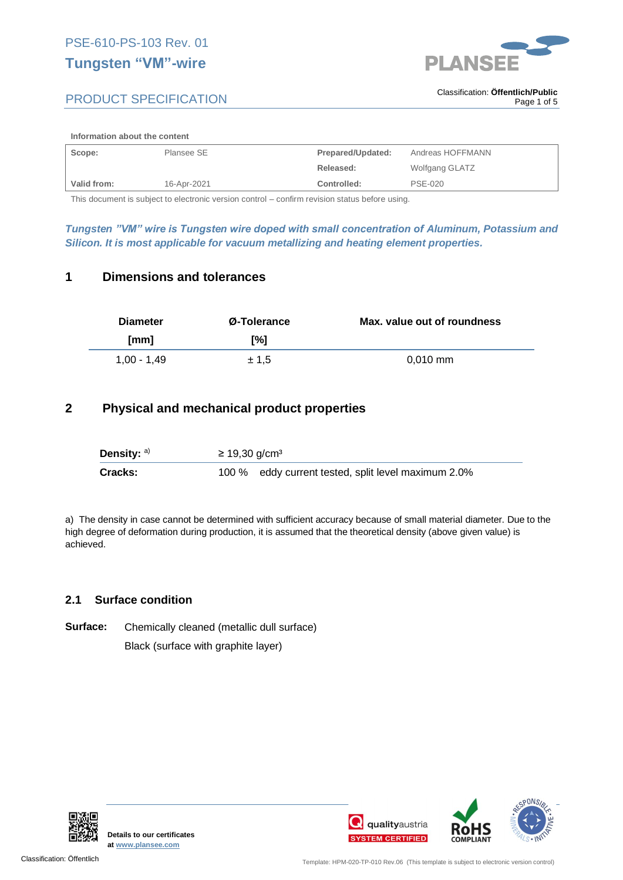PSE-610-PS-103 Rev. 01

# Tungsten "VM"-wire

## PRODUCT SPECIFICATION

Classification: **Öffentlich/Public**

**Information about the content**

| **Scope:** | Plansee SE | **Prepared/Updated:** | Andreas HOFFMANN |
|---|---|---|---|
| | | **Released:** | Wolfgang GLATZ |
| **Valid from:** | 16-Apr-2021 | **Controlled:** | PSE-020 |

This document is subject to electronic version control – confirm revision status before using.

***Tungsten "VM" wire is Tungsten wire doped with small concentration of Aluminum, Potassium and Silicon. It is most applicable for vacuum metallizing and heating element properties.***

## 1 Dimensions and tolerances

| Diameter [mm] | Ø-Tolerance [%] | Max. value out of roundness |
|---|---|---|
| 1,00 - 1,49 | ± 1,5 | 0,010 mm |

## 2 Physical and mechanical product properties

| | |
|---|---|
| **Density:** [a)] | ≥ 19,30 g/cm³ |
| **Cracks:** | 100 % eddy current tested, split level maximum 2.0% |

a) The density in case cannot be determined with sufficient accuracy because of small material diameter. Due to the high degree of deformation during production, it is assumed that the theoretical density (above given value) is achieved.

### 2.1 Surface condition

**Surface:** Chemically cleaned (metallic dull surface)

Black (surface with graphite layer)

**Details to our certificates at** **www.plansee.com**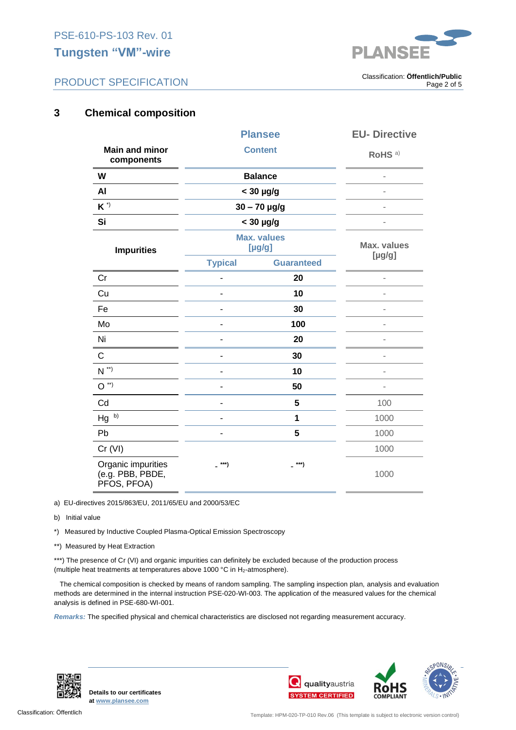## 3 Chemical composition

| Main and minor components | Plansee Content | | EU- Directive RoHS [a)] |
|---|---|---|---|
| **W** | **Balance** | | - |
| **Al** | **< 30 µg/g** | | - |
| **K** [*)] | **30 – 70 µg/g** | | - |
| **Si** | **< 30 µg/g** | | - |
| **Impurities** | Max. values [µg/g] | | Max. values [µg/g] |
| | Typical | Guaranteed | |
| Cr | - | **20** | - |
| Cu | - | **10** | - |
| Fe | - | **30** | - |
| Mo | - | **100** | - |
| Ni | - | **20** | - |
| C | - | **30** | - |
| N [**)] | - | **10** | - |
| O [**)] | - | **50** | - |
| Cd | - | **5** | 100 |
| Hg [b)] | - | **1** | 1000 |
| Pb | - | **5** | 1000 |
| Cr (VI) | - [***)] | - [***)] | 1000 |
| Organic impurities (e.g. PBB, PBDE, PFOS, PFOA) | | | 1000 |

a) EU-directives 2015/863/EU, 2011/65/EU and 2000/53/EC

b) Initial value

*) Measured by Inductive Coupled Plasma-Optical Emission Spectroscopy

**) Measured by Heat Extraction

***) The presence of Cr (VI) and organic impurities can definitely be excluded because of the production process (multiple heat treatments at temperatures above 1000 °C in $H_2$-atmosphere).

The chemical composition is checked by means of random sampling. The sampling inspection plan, analysis and evaluation methods are determined in the internal instruction PSE-020-WI-003. The application of the measured values for the chemical analysis is defined in PSE-680-WI-001.

***Remarks:*** The specified physical and chemical characteristics are disclosed not regarding measurement accuracy.

**Details to our certificates at [www.plansee.com](http://www.plansee.com)**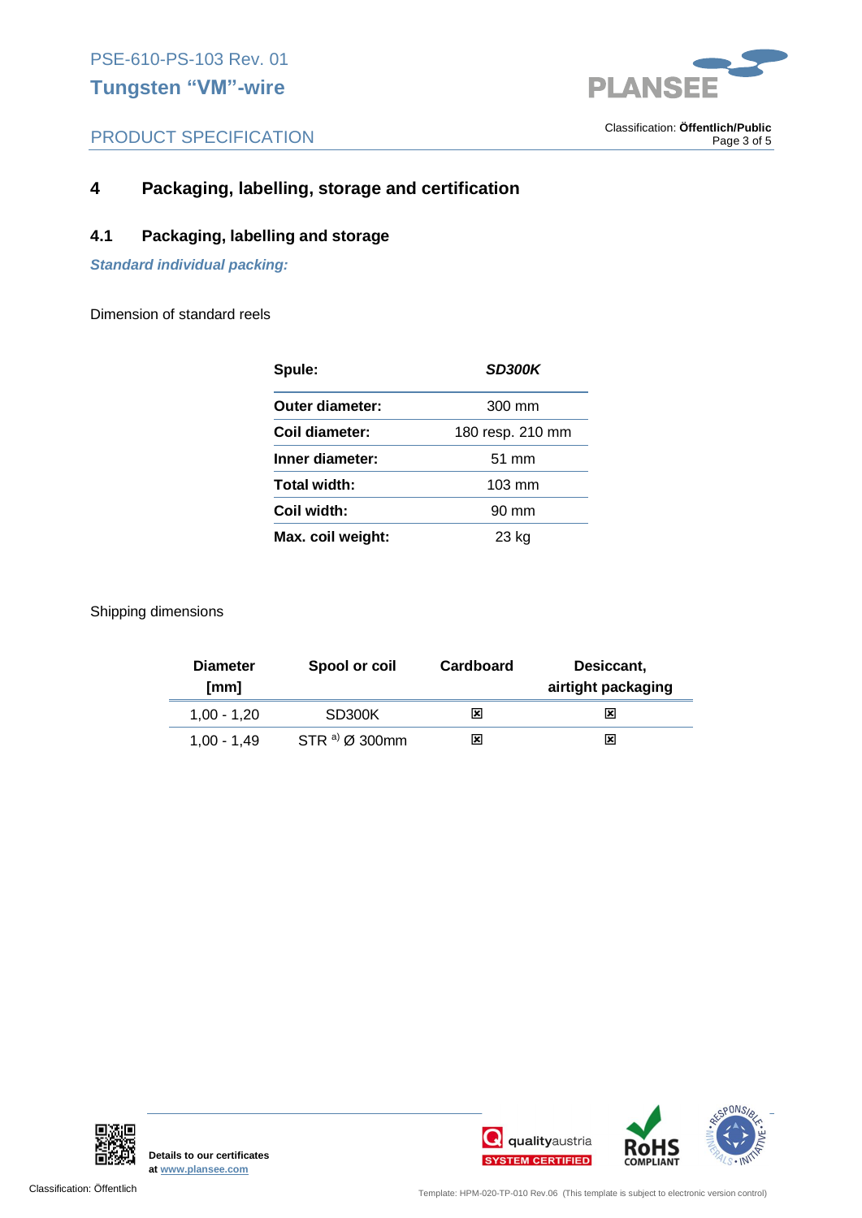## 4 Packaging, labelling, storage and certification

### 4.1 Packaging, labelling and storage

***Standard individual packing:***

Dimension of standard reels

| **Spule:** | ***SD300K*** |
|---|---|
| **Outer diameter:** | 300 mm |
| **Coil diameter:** | 180 resp. 210 mm |
| **Inner diameter:** | 51 mm |
| **Total width:** | 103 mm |
| **Coil width:** | 90 mm |
| **Max. coil weight:** | 23 kg |

Shipping dimensions

| **Diameter [mm]** | **Spool or coil** | **Cardboard** | **Desiccant, airtight packaging** |
|---|---|---|---|
| 1,00 - 1,20 | SD300K | ☒ | ☒ |
| 1,00 - 1,49 | STR [a] Ø 300mm | ☒ | ☒ |

**Details to our certificates at www.plansee.com**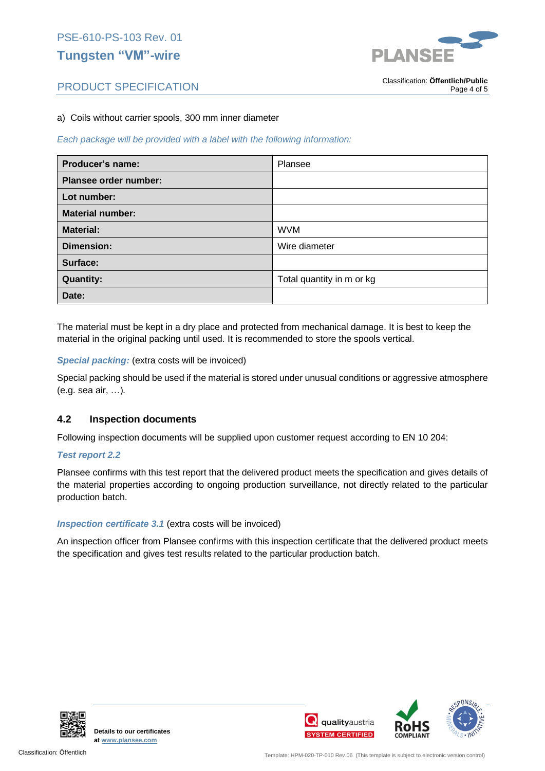a) Coils without carrier spools, 300 mm inner diameter

*Each package will be provided with a label with the following information:*

| **Producer's name:** | Plansee |
|---|---|
| **Plansee order number:** | |
| **Lot number:** | |
| **Material number:** | |
| **Material:** | WVM |
| **Dimension:** | Wire diameter |
| **Surface:** | |
| **Quantity:** | Total quantity in m or kg |
| **Date:** | |

The material must be kept in a dry place and protected from mechanical damage. It is best to keep the material in the original packing until used. It is recommended to store the spools vertical.

***Special packing:*** (extra costs will be invoiced)

Special packing should be used if the material is stored under unusual conditions or aggressive atmosphere (e.g. sea air, …).

## 4.2 Inspection documents

Following inspection documents will be supplied upon customer request according to EN 10 204:

***Test report 2.2***

Plansee confirms with this test report that the delivered product meets the specification and gives details of the material properties according to ongoing production surveillance, not directly related to the particular production batch.

***Inspection certificate 3.1*** (extra costs will be invoiced)

An inspection officer from Plansee confirms with this inspection certificate that the delivered product meets the specification and gives test results related to the particular production batch.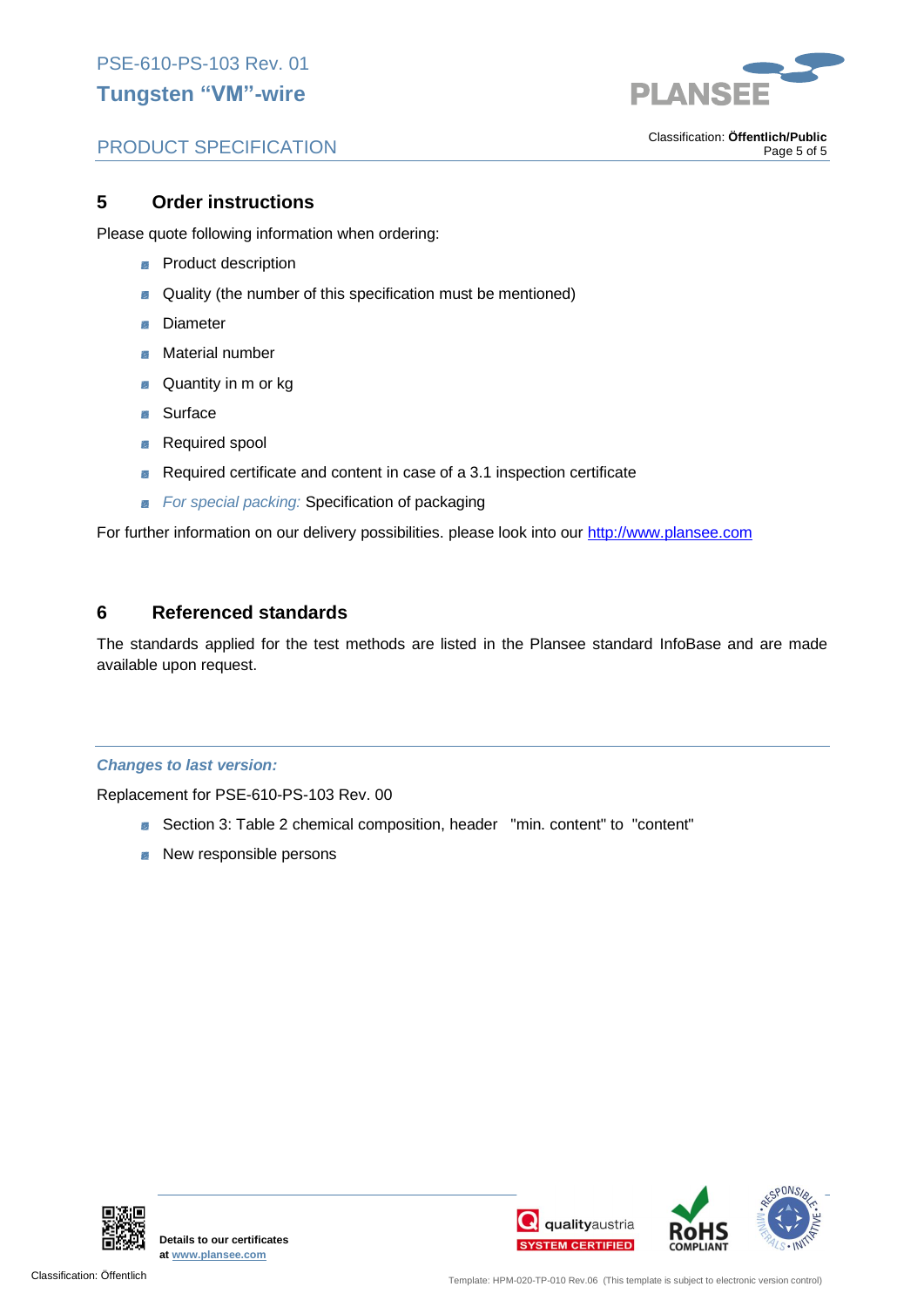## 5 Order instructions

Please quote following information when ordering:

- Product description
- Quality (the number of this specification must be mentioned)
- Diameter
- Material number
- Quantity in m or kg
- Surface
- Required spool
- Required certificate and content in case of a 3.1 inspection certificate
- *For special packing:* Specification of packaging

For further information on our delivery possibilities. please look into our http://www.plansee.com

## 6 Referenced standards

The standards applied for the test methods are listed in the Plansee standard InfoBase and are made available upon request.

***Changes to last version:***

Replacement for PSE-610-PS-103 Rev. 00

- Section 3: Table 2 chemical composition, header "min. content" to "content"
- New responsible persons

**Details to our certificates at www.plansee.com**

Classification: Öffentlich

Template: HPM-020-TP-010 Rev.06 (This template is subject to electronic version control)